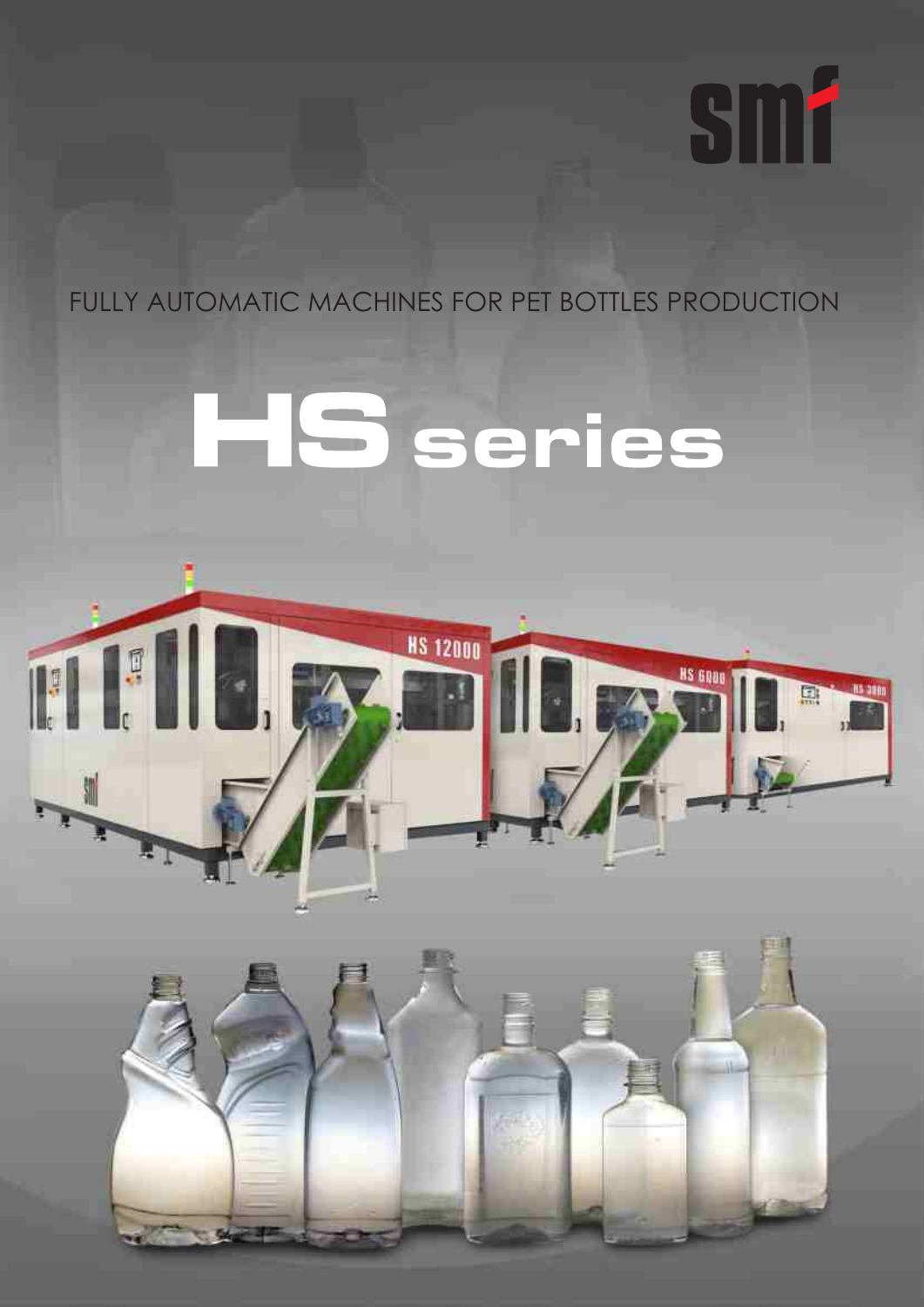smf

FULLY AUTOMATIC MACHINES FOR PET BOTTLES PRODUCTION

# HS series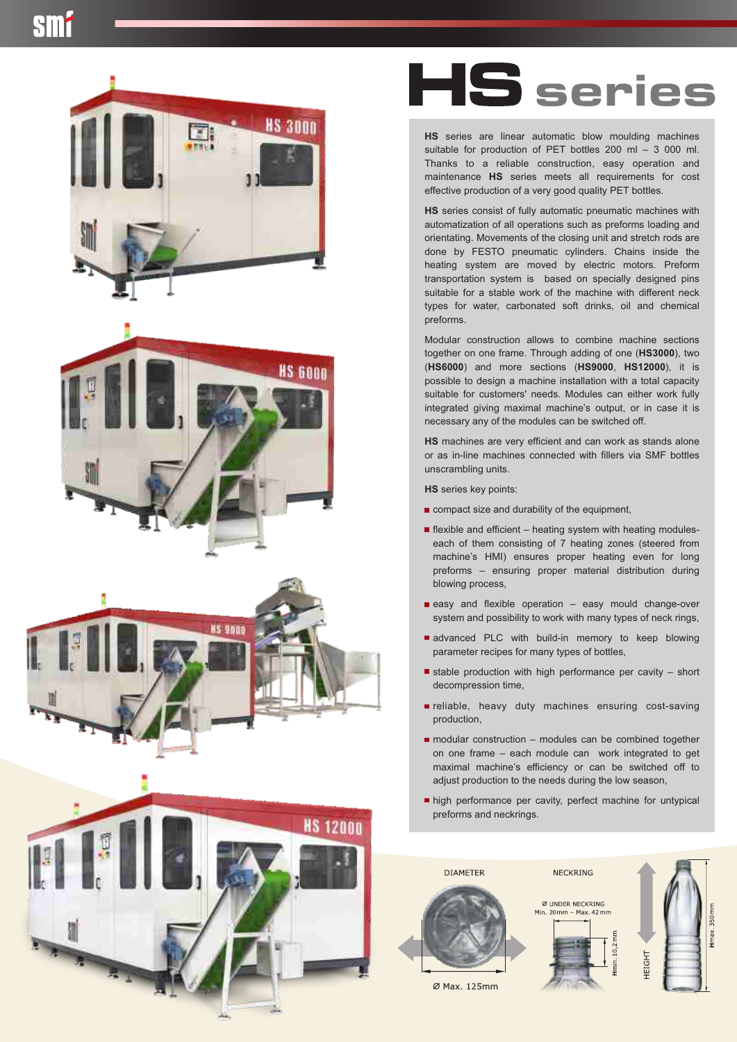# HS series

**HS** series are linear automatic blow moulding machines suitable for production of PET bottles 200 ml – 3 000 ml. Thanks to a reliable construction, easy operation and maintenance **HS** series meets all requirements for cost effective production of a very good quality PET bottles.

**HS** series consist of fully automatic pneumatic machines with automatization of all operations such as preforms loading and orientating. Movements of the closing unit and stretch rods are done by FESTO pneumatic cylinders. Chains inside the heating system are moved by electric motors. Preform transportation system is based on specially designed pins suitable for a stable work of the machine with different neck types for water, carbonated soft drinks, oil and chemical preforms.

Modular construction allows to combine machine sections together on one frame. Through adding of one (**HS3000**), two (**HS6000**) and more sections (**HS9000**, **HS12000**), it is possible to design a machine installation with a total capacity suitable for customers' needs. Modules can either work fully integrated giving maximal machine's output, or in case it is necessary any of the modules can be switched off.

**HS** machines are very efficient and can work as stands alone or as in-line machines connected with fillers via SMF bottles unscrambling units.

**HS** series key points:

- compact size and durability of the equipment,
- flexible and efficient – heating system with heating modules- each of them consisting of 7 heating zones (steered from machine's HMI) ensures proper heating even for long preforms – ensuring proper material distribution during blowing process,
- easy and flexible operation – easy mould change-over system and possibility to work with many types of neck rings,
- advanced PLC with build-in memory to keep blowing parameter recipes for many types of bottles,
- stable production with high performance per cavity – short decompression time,
- reliable, heavy duty machines ensuring cost-saving production,
- modular construction – modules can be combined together on one frame – each module can work integrated to get maximal machine's efficiency or can be switched off to adjust production to the needs during the low season,
- high performance per cavity, perfect machine for untypical preforms and neckrings.

DIAMETER

Ø Max. 125mm

NECKRING

Ø UNDER NECKRING
Min. 20mm – Max. 42mm

Hmin. 10,2 mm

HEIGHT

Hmax. 350 mm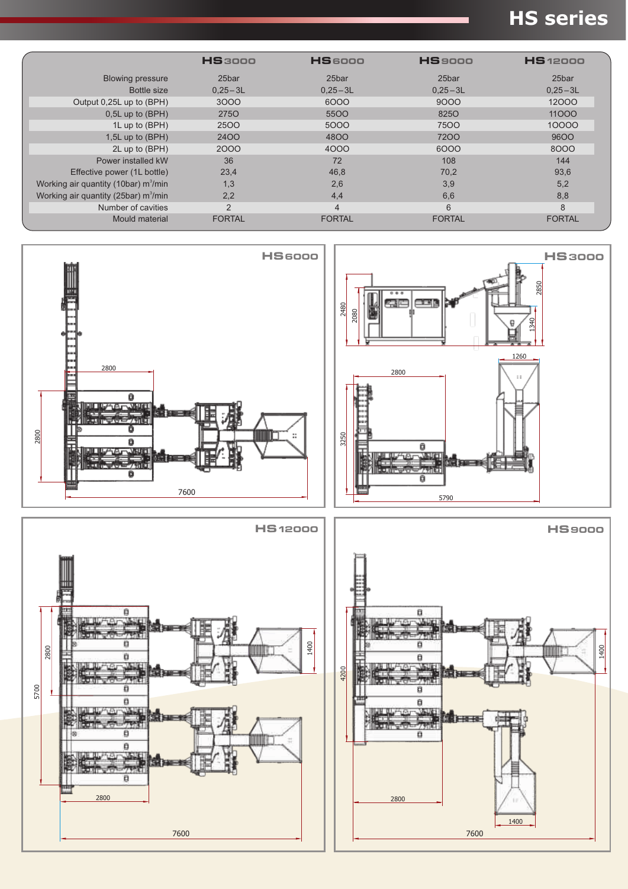# HS series

| | HS3000 | HS6000 | HS9000 | HS12000 |
|---|---|---|---|---|
| Blowing pressure | 25bar | 25bar | 25bar | 25bar |
| Bottle size | 0,25 – 3L | 0,25 – 3L | 0,25 – 3L | 0,25 – 3L |
| Output 0,25L up to (BPH) | 3000 | 6000 | 9000 | 12000 |
| 0,5L up to (BPH) | 2750 | 5500 | 8250 | 11000 |
| 1L up to (BPH) | 2500 | 5000 | 7500 | 10000 |
| 1,5L up to (BPH) | 2400 | 4800 | 7200 | 9600 |
| 2L up to (BPH) | 2000 | 4000 | 6000 | 8000 |
| Power installed kW | 36 | 72 | 108 | 144 |
| Effective power (1L bottle) | 23,4 | 46,8 | 70,2 | 93,6 |
| Working air quantity (10bar) $m^3$/min | 1,3 | 2,6 | 3,9 | 5,2 |
| Working air quantity (25bar) $m^3$/min | 2,2 | 4,4 | 6,6 | 8,8 |
| Number of cavities | 2 | 4 | 6 | 8 |
| Mould material | FORTAL | FORTAL | FORTAL | FORTAL |

HS6000

HS3000

HS12000

HS9000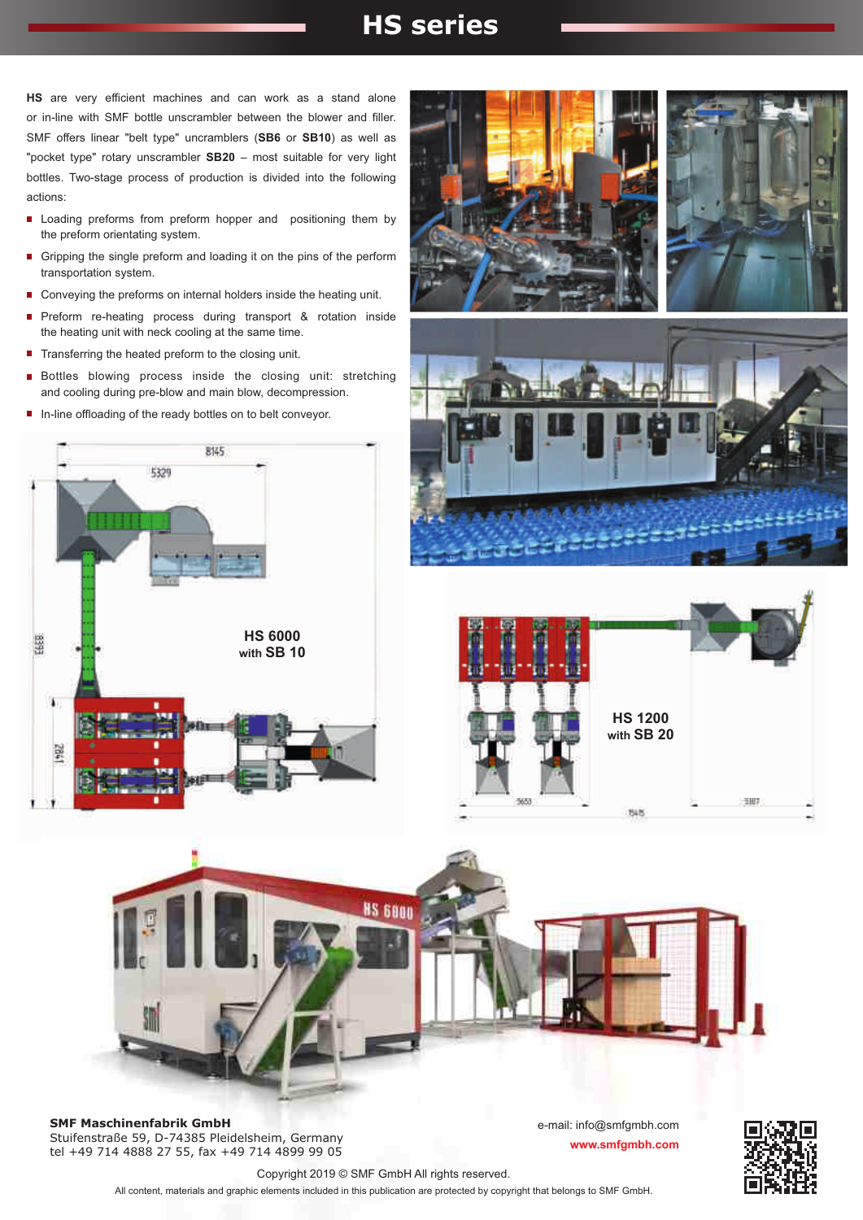# HS series

**HS** are very efficient machines and can work as a stand alone or in-line with SMF bottle unscrambler between the blower and filler. SMF offers linear "belt type" uncramblers (**SB6** or **SB10**) as well as "pocket type" rotary unscrambler **SB20** – most suitable for very light bottles. Two-stage process of production is divided into the following actions:

- Loading preforms from preform hopper and positioning them by the preform orientating system.
- Gripping the single preform and loading it on the pins of the perform transportation system.
- Conveying the preforms on internal holders inside the heating unit.
- Preform re-heating process during transport & rotation inside the heating unit with neck cooling at the same time.
- Transferring the heated preform to the closing unit.
- Bottles blowing process inside the closing unit: stretching and cooling during pre-blow and main blow, decompression.
- In-line offloading of the ready bottles on to belt conveyor.

8145

5329

8393

2841

**HS 6000**
with **SB 10**

**HS 1200**
with **SB 20**

5653

15415

5387

**SMF Maschinenfabrik GmbH**
Stuifenstraße 59, D-74385 Pleidelsheim, Germany
tel +49 714 4888 27 55, fax +49 714 4899 99 05

e-mail: info@smfgmbh.com
**www.smfgmbh.com**

Copyright 2019 © SMF GmbH All rights reserved.

All content, materials and graphic elements included in this publication are protected by copyright that belongs to SMF GmbH.